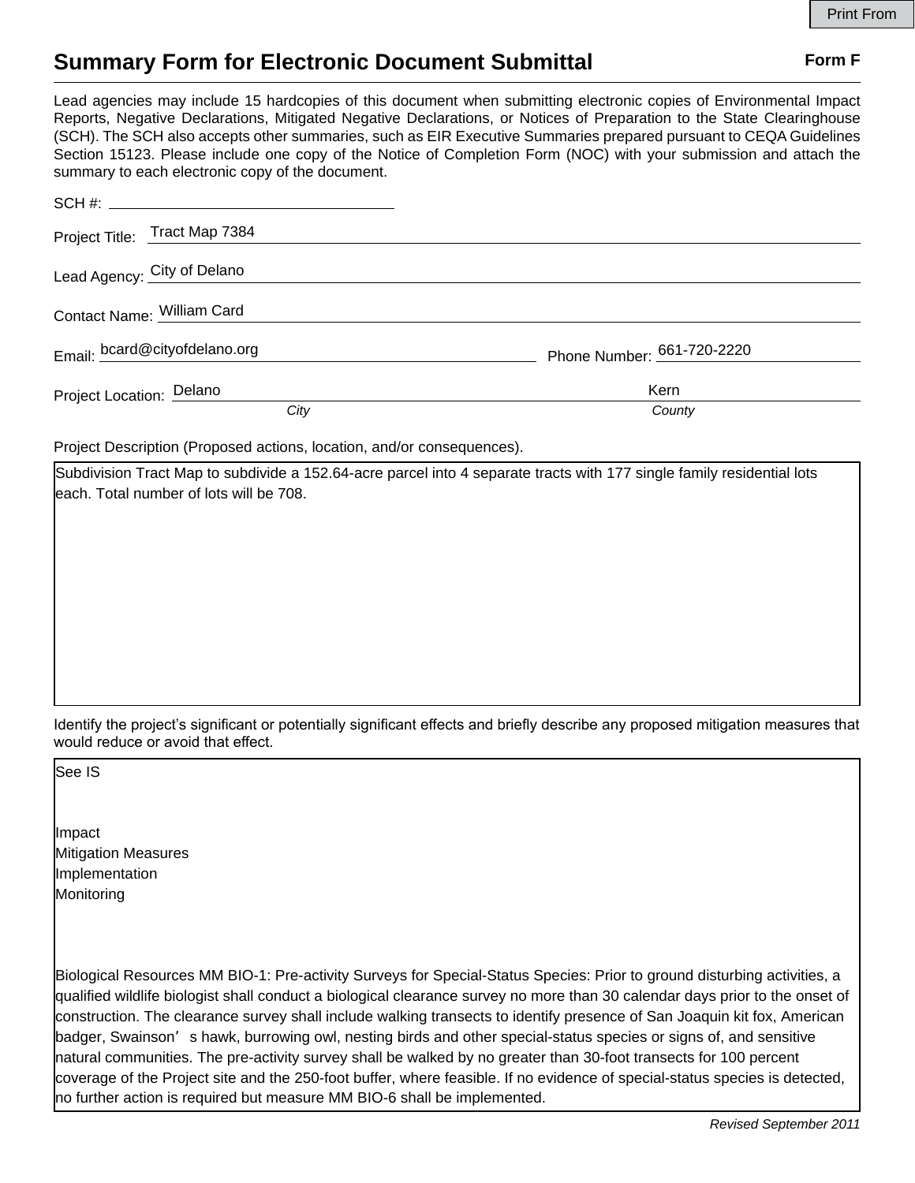# Summary Form for Electronic Document Submittal

**Form F**

Lead agencies may include 15 hardcopies of this document when submitting electronic copies of Environmental Impact Reports, Negative Declarations, Mitigated Negative Declarations, or Notices of Preparation to the State Clearinghouse (SCH). The SCH also accepts other summaries, such as EIR Executive Summaries prepared pursuant to CEQA Guidelines Section 15123. Please include one copy of the Notice of Completion Form (NOC) with your submission and attach the summary to each electronic copy of the document.

SCH #: 

Project Title: Tract Map 7384

Lead Agency: City of Delano

Contact Name: William Card

Email: bcard@cityofdelano.org

Phone Number: 661-720-2220

Project Location: Delano (*City*), Kern (*County*)

Project Description (Proposed actions, location, and/or consequences).

Subdivision Tract Map to subdivide a 152.64-acre parcel into 4 separate tracts with 177 single family residential lots each. Total number of lots will be 708.

Identify the project's significant or potentially significant effects and briefly describe any proposed mitigation measures that would reduce or avoid that effect.

See IS

Impact
Mitigation Measures
Implementation
Monitoring

Biological Resources MM BIO-1: Pre-activity Surveys for Special-Status Species: Prior to ground disturbing activities, a qualified wildlife biologist shall conduct a biological clearance survey no more than 30 calendar days prior to the onset of construction. The clearance survey shall include walking transects to identify presence of San Joaquin kit fox, American badger, Swainson's hawk, burrowing owl, nesting birds and other special-status species or signs of, and sensitive natural communities. The pre-activity survey shall be walked by no greater than 30-foot transects for 100 percent coverage of the Project site and the 250-foot buffer, where feasible. If no evidence of special-status species is detected, no further action is required but measure MM BIO-6 shall be implemented.

*Revised September 2011*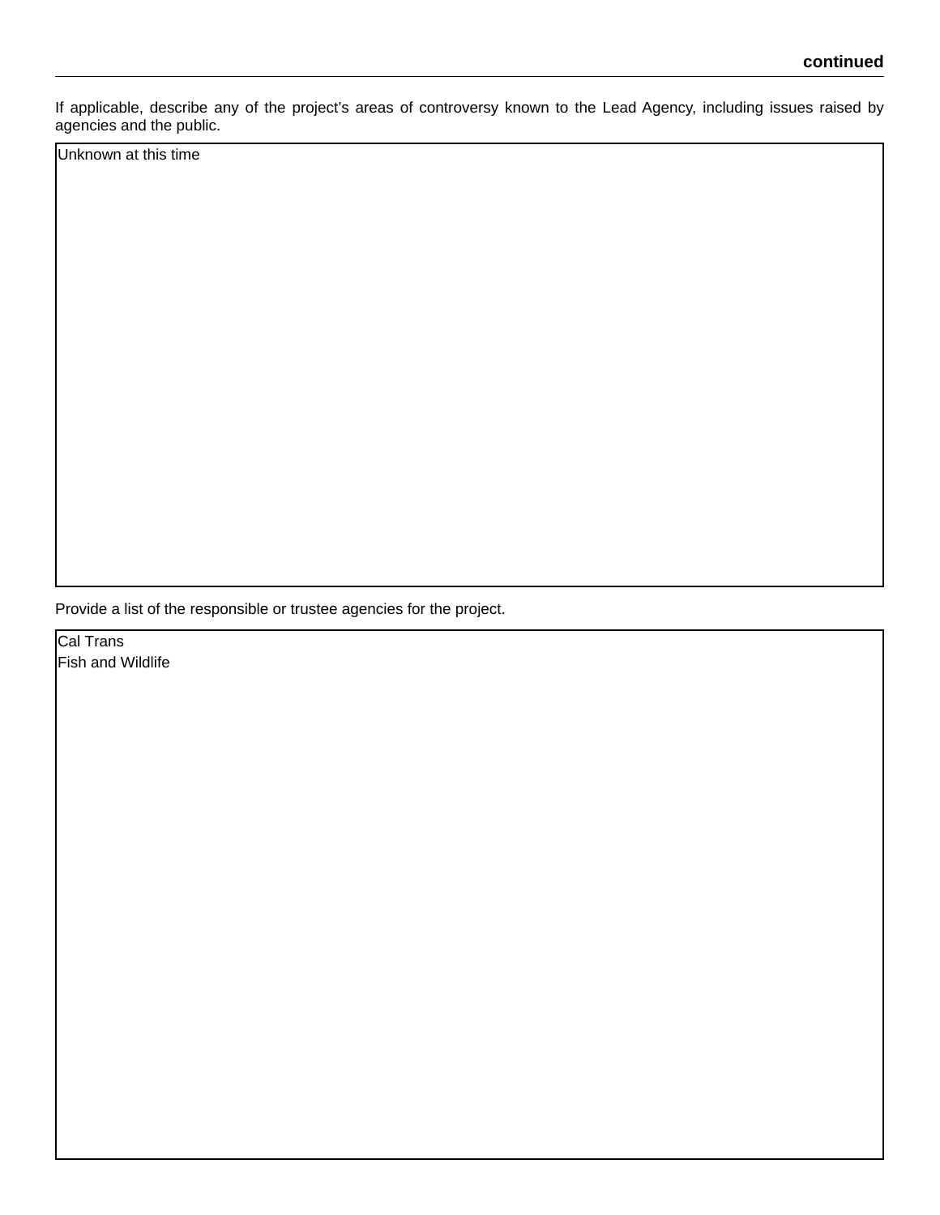**continued**

If applicable, describe any of the project's areas of controversy known to the Lead Agency, including issues raised by agencies and the public.

Unknown at this time

Provide a list of the responsible or trustee agencies for the project.

Cal Trans
Fish and Wildlife